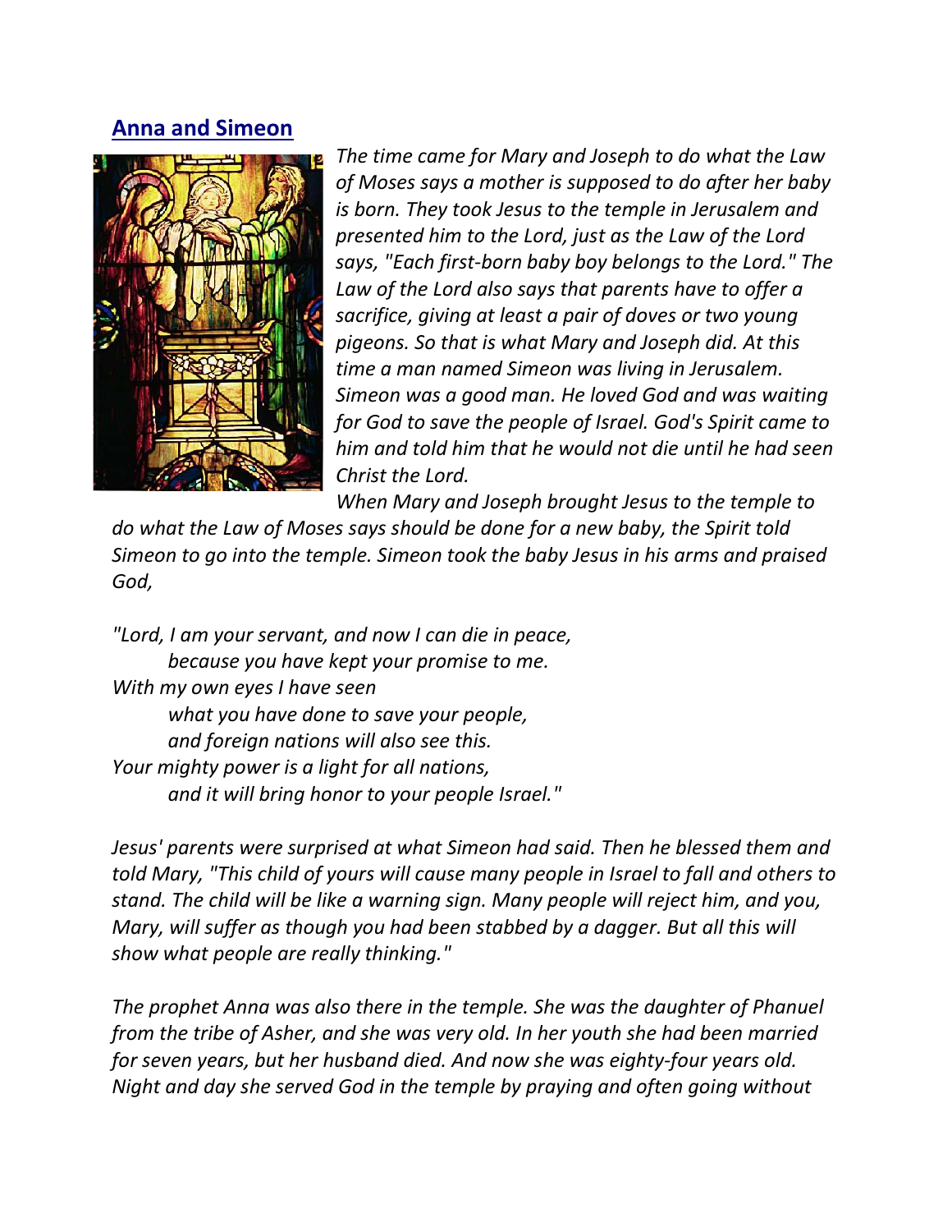## Anna and Simeon

*The time came for Mary and Joseph to do what the Law of Moses says a mother is supposed to do after her baby is born. They took Jesus to the temple in Jerusalem and presented him to the Lord, just as the Law of the Lord says, "Each first-born baby boy belongs to the Lord." The Law of the Lord also says that parents have to offer a sacrifice, giving at least a pair of doves or two young pigeons. So that is what Mary and Joseph did. At this time a man named Simeon was living in Jerusalem. Simeon was a good man. He loved God and was waiting for God to save the people of Israel. God's Spirit came to him and told him that he would not die until he had seen Christ the Lord.*

*When Mary and Joseph brought Jesus to the temple to do what the Law of Moses says should be done for a new baby, the Spirit told Simeon to go into the temple. Simeon took the baby Jesus in his arms and praised God,*

*"Lord, I am your servant, and now I can die in peace,*
*because you have kept your promise to me.*
*With my own eyes I have seen*
*what you have done to save your people,*
*and foreign nations will also see this.*
*Your mighty power is a light for all nations,*
*and it will bring honor to your people Israel."*

*Jesus' parents were surprised at what Simeon had said. Then he blessed them and told Mary, "This child of yours will cause many people in Israel to fall and others to stand. The child will be like a warning sign. Many people will reject him, and you, Mary, will suffer as though you had been stabbed by a dagger. But all this will show what people are really thinking."*

*The prophet Anna was also there in the temple. She was the daughter of Phanuel from the tribe of Asher, and she was very old. In her youth she had been married for seven years, but her husband died. And now she was eighty-four years old. Night and day she served God in the temple by praying and often going without*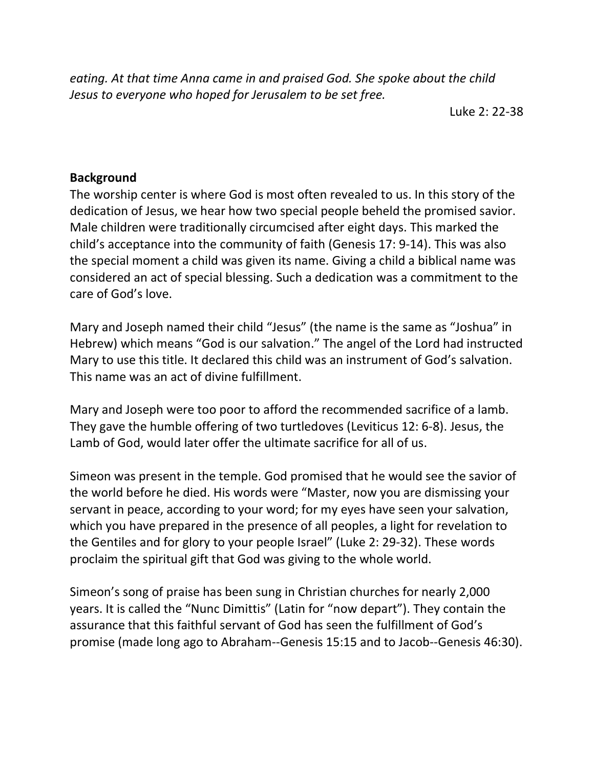*eating. At that time Anna came in and praised God. She spoke about the child Jesus to everyone who hoped for Jerusalem to be set free.*

Luke 2: 22-38

**Background**

The worship center is where God is most often revealed to us. In this story of the dedication of Jesus, we hear how two special people beheld the promised savior. Male children were traditionally circumcised after eight days. This marked the child's acceptance into the community of faith (Genesis 17: 9-14). This was also the special moment a child was given its name. Giving a child a biblical name was considered an act of special blessing. Such a dedication was a commitment to the care of God's love.

Mary and Joseph named their child "Jesus" (the name is the same as "Joshua" in Hebrew) which means "God is our salvation." The angel of the Lord had instructed Mary to use this title. It declared this child was an instrument of God's salvation. This name was an act of divine fulfillment.

Mary and Joseph were too poor to afford the recommended sacrifice of a lamb. They gave the humble offering of two turtledoves (Leviticus 12: 6-8). Jesus, the Lamb of God, would later offer the ultimate sacrifice for all of us.

Simeon was present in the temple. God promised that he would see the savior of the world before he died. His words were "Master, now you are dismissing your servant in peace, according to your word; for my eyes have seen your salvation, which you have prepared in the presence of all peoples, a light for revelation to the Gentiles and for glory to your people Israel" (Luke 2: 29-32). These words proclaim the spiritual gift that God was giving to the whole world.

Simeon's song of praise has been sung in Christian churches for nearly 2,000 years. It is called the "Nunc Dimittis" (Latin for "now depart"). They contain the assurance that this faithful servant of God has seen the fulfillment of God's promise (made long ago to Abraham--Genesis 15:15 and to Jacob--Genesis 46:30).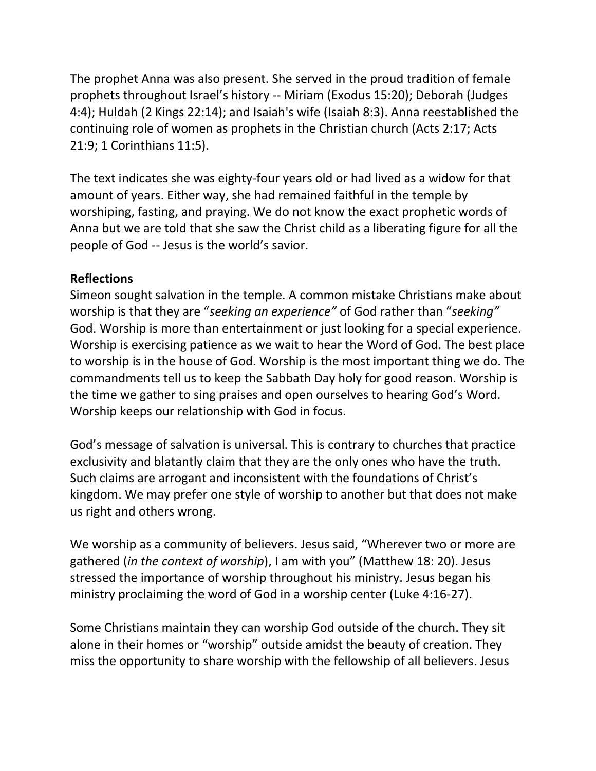The prophet Anna was also present. She served in the proud tradition of female prophets throughout Israel's history -- Miriam (Exodus 15:20); Deborah (Judges 4:4); Huldah (2 Kings 22:14); and Isaiah's wife (Isaiah 8:3). Anna reestablished the continuing role of women as prophets in the Christian church (Acts 2:17; Acts 21:9; 1 Corinthians 11:5).

The text indicates she was eighty-four years old or had lived as a widow for that amount of years. Either way, she had remained faithful in the temple by worshiping, fasting, and praying. We do not know the exact prophetic words of Anna but we are told that she saw the Christ child as a liberating figure for all the people of God -- Jesus is the world's savior.

**Reflections**

Simeon sought salvation in the temple. A common mistake Christians make about worship is that they are "*seeking an experience"* of God rather than "*seeking"* God. Worship is more than entertainment or just looking for a special experience. Worship is exercising patience as we wait to hear the Word of God. The best place to worship is in the house of God. Worship is the most important thing we do. The commandments tell us to keep the Sabbath Day holy for good reason. Worship is the time we gather to sing praises and open ourselves to hearing God's Word. Worship keeps our relationship with God in focus.

God's message of salvation is universal. This is contrary to churches that practice exclusivity and blatantly claim that they are the only ones who have the truth. Such claims are arrogant and inconsistent with the foundations of Christ's kingdom. We may prefer one style of worship to another but that does not make us right and others wrong.

We worship as a community of believers. Jesus said, "Wherever two or more are gathered (*in the context of worship*), I am with you" (Matthew 18: 20). Jesus stressed the importance of worship throughout his ministry. Jesus began his ministry proclaiming the word of God in a worship center (Luke 4:16-27).

Some Christians maintain they can worship God outside of the church. They sit alone in their homes or "worship" outside amidst the beauty of creation. They miss the opportunity to share worship with the fellowship of all believers. Jesus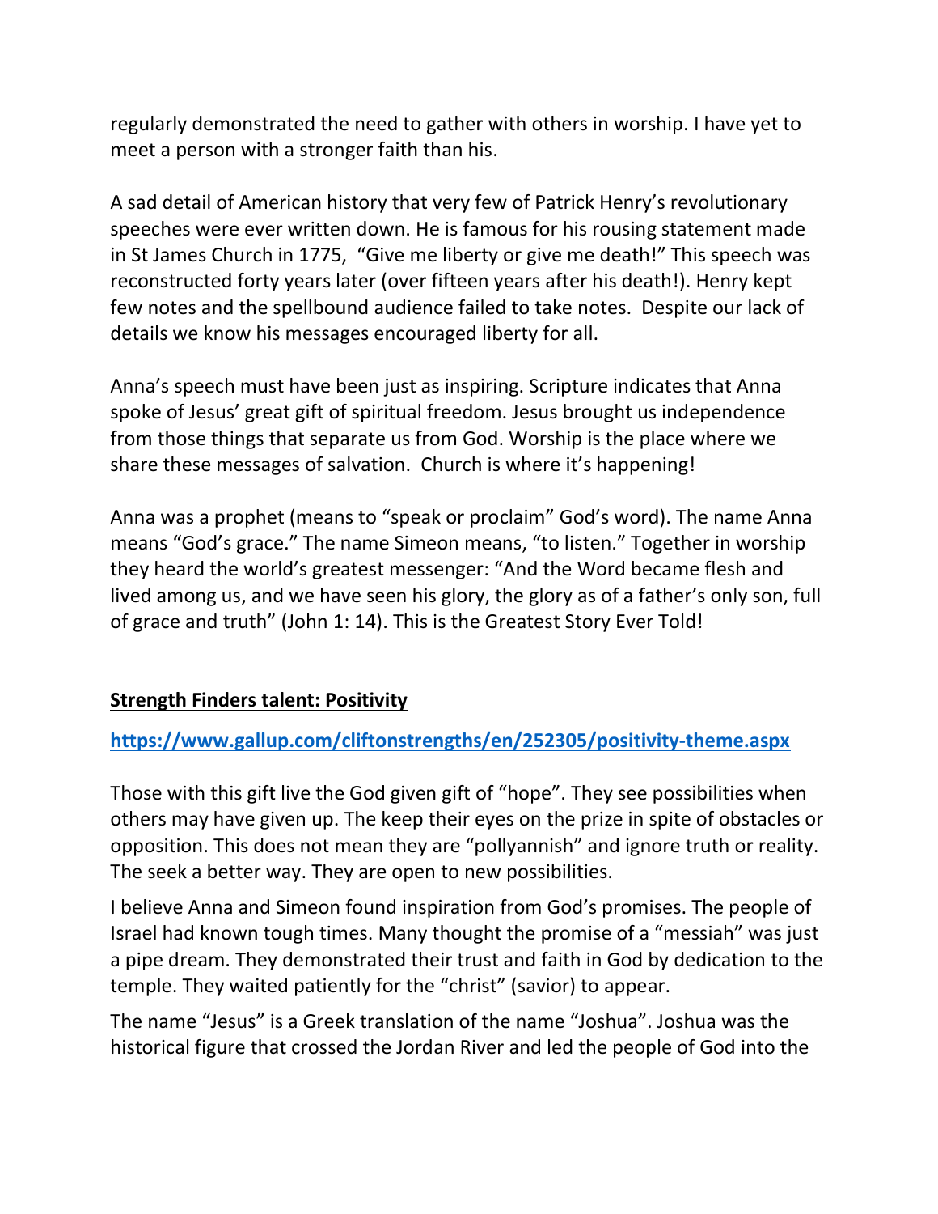regularly demonstrated the need to gather with others in worship. I have yet to meet a person with a stronger faith than his.

A sad detail of American history that very few of Patrick Henry's revolutionary speeches were ever written down. He is famous for his rousing statement made in St James Church in 1775, "Give me liberty or give me death!" This speech was reconstructed forty years later (over fifteen years after his death!). Henry kept few notes and the spellbound audience failed to take notes. Despite our lack of details we know his messages encouraged liberty for all.

Anna's speech must have been just as inspiring. Scripture indicates that Anna spoke of Jesus' great gift of spiritual freedom. Jesus brought us independence from those things that separate us from God. Worship is the place where we share these messages of salvation. Church is where it's happening!

Anna was a prophet (means to "speak or proclaim" God's word). The name Anna means "God's grace." The name Simeon means, "to listen." Together in worship they heard the world's greatest messenger: "And the Word became flesh and lived among us, and we have seen his glory, the glory as of a father's only son, full of grace and truth" (John 1: 14). This is the Greatest Story Ever Told!

**Strength Finders talent: Positivity**

**https://www.gallup.com/cliftonstrengths/en/252305/positivity-theme.aspx**

Those with this gift live the God given gift of "hope". They see possibilities when others may have given up. The keep their eyes on the prize in spite of obstacles or opposition. This does not mean they are "pollyannish" and ignore truth or reality. The seek a better way. They are open to new possibilities.

I believe Anna and Simeon found inspiration from God's promises. The people of Israel had known tough times. Many thought the promise of a "messiah" was just a pipe dream. They demonstrated their trust and faith in God by dedication to the temple. They waited patiently for the "christ" (savior) to appear.

The name "Jesus" is a Greek translation of the name "Joshua". Joshua was the historical figure that crossed the Jordan River and led the people of God into the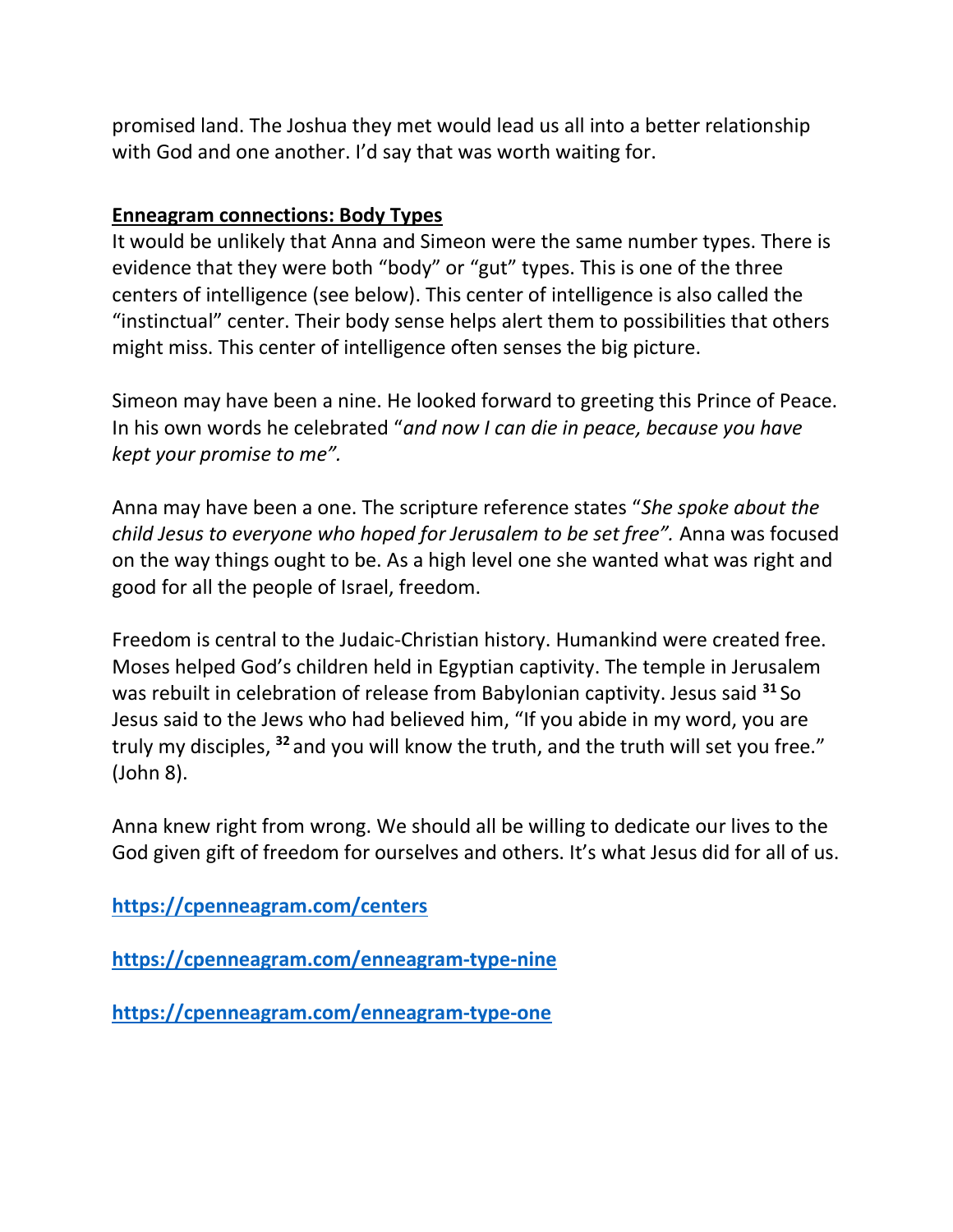promised land. The Joshua they met would lead us all into a better relationship with God and one another. I'd say that was worth waiting for.

**Enneagram connections: Body Types**

It would be unlikely that Anna and Simeon were the same number types. There is evidence that they were both "body" or "gut" types. This is one of the three centers of intelligence (see below). This center of intelligence is also called the "instinctual" center. Their body sense helps alert them to possibilities that others might miss. This center of intelligence often senses the big picture.

Simeon may have been a nine. He looked forward to greeting this Prince of Peace. In his own words he celebrated "*and now I can die in peace, because you have kept your promise to me".*

Anna may have been a one. The scripture reference states "*She spoke about the child Jesus to everyone who hoped for Jerusalem to be set free".* Anna was focused on the way things ought to be. As a high level one she wanted what was right and good for all the people of Israel, freedom.

Freedom is central to the Judaic-Christian history. Humankind were created free. Moses helped God's children held in Egyptian captivity. The temple in Jerusalem was rebuilt in celebration of release from Babylonian captivity. Jesus said [31] So Jesus said to the Jews who had believed him, "If you abide in my word, you are truly my disciples, [32] and you will know the truth, and the truth will set you free." (John 8).

Anna knew right from wrong. We should all be willing to dedicate our lives to the God given gift of freedom for ourselves and others. It's what Jesus did for all of us.

**https://cpenneagram.com/centers**

**https://cpenneagram.com/enneagram-type-nine**

**https://cpenneagram.com/enneagram-type-one**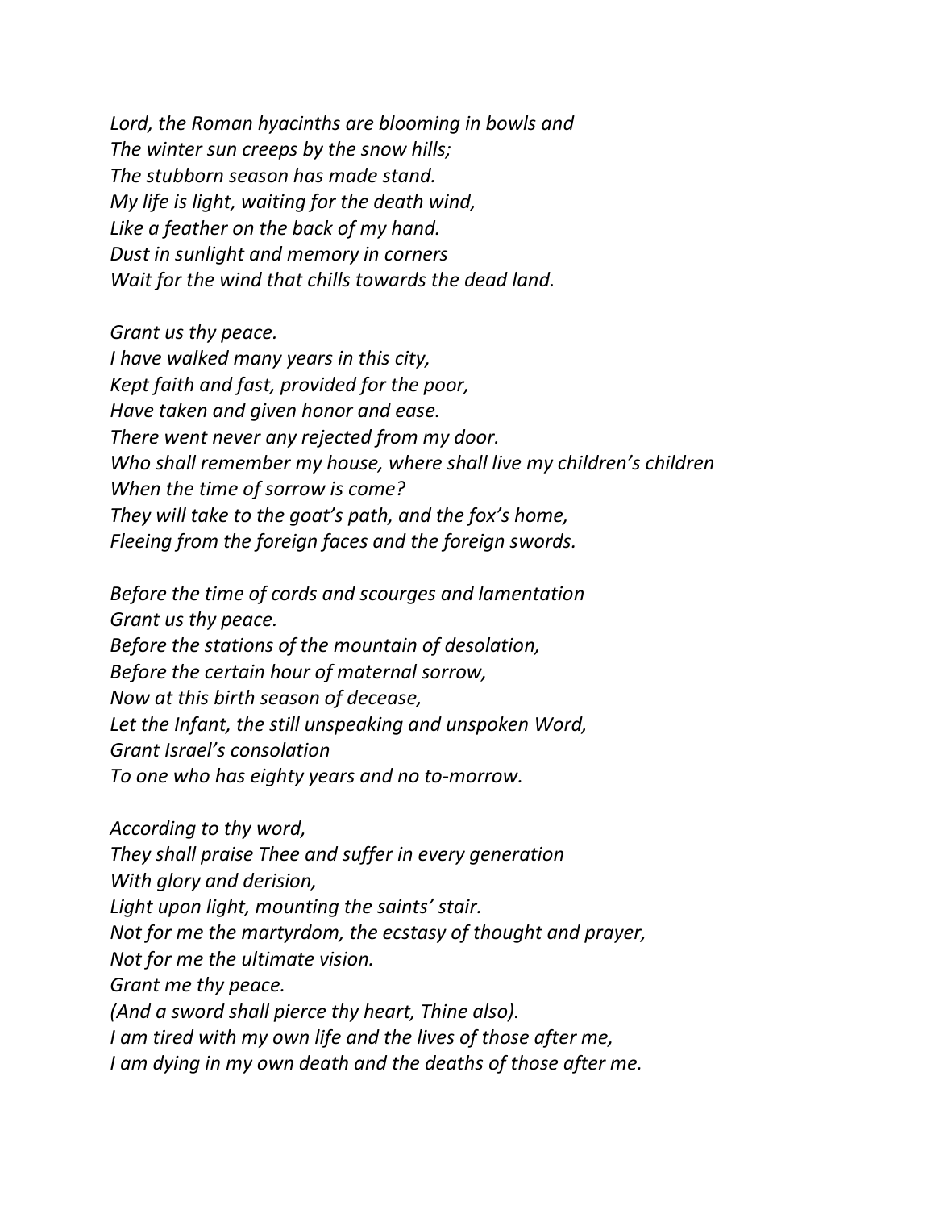*Lord, the Roman hyacinths are blooming in bowls and*
*The winter sun creeps by the snow hills;*
*The stubborn season has made stand.*
*My life is light, waiting for the death wind,*
*Like a feather on the back of my hand.*
*Dust in sunlight and memory in corners*
*Wait for the wind that chills towards the dead land.*

*Grant us thy peace.*
*I have walked many years in this city,*
*Kept faith and fast, provided for the poor,*
*Have taken and given honor and ease.*
*There went never any rejected from my door.*
*Who shall remember my house, where shall live my children's children*
*When the time of sorrow is come?*
*They will take to the goat's path, and the fox's home,*
*Fleeing from the foreign faces and the foreign swords.*

*Before the time of cords and scourges and lamentation*
*Grant us thy peace.*
*Before the stations of the mountain of desolation,*
*Before the certain hour of maternal sorrow,*
*Now at this birth season of decease,*
*Let the Infant, the still unspeaking and unspoken Word,*
*Grant Israel's consolation*
*To one who has eighty years and no to-morrow.*

*According to thy word,*
*They shall praise Thee and suffer in every generation*
*With glory and derision,*
*Light upon light, mounting the saints' stair.*
*Not for me the martyrdom, the ecstasy of thought and prayer,*
*Not for me the ultimate vision.*
*Grant me thy peace.*
*(And a sword shall pierce thy heart, Thine also).*
*I am tired with my own life and the lives of those after me,*
*I am dying in my own death and the deaths of those after me.*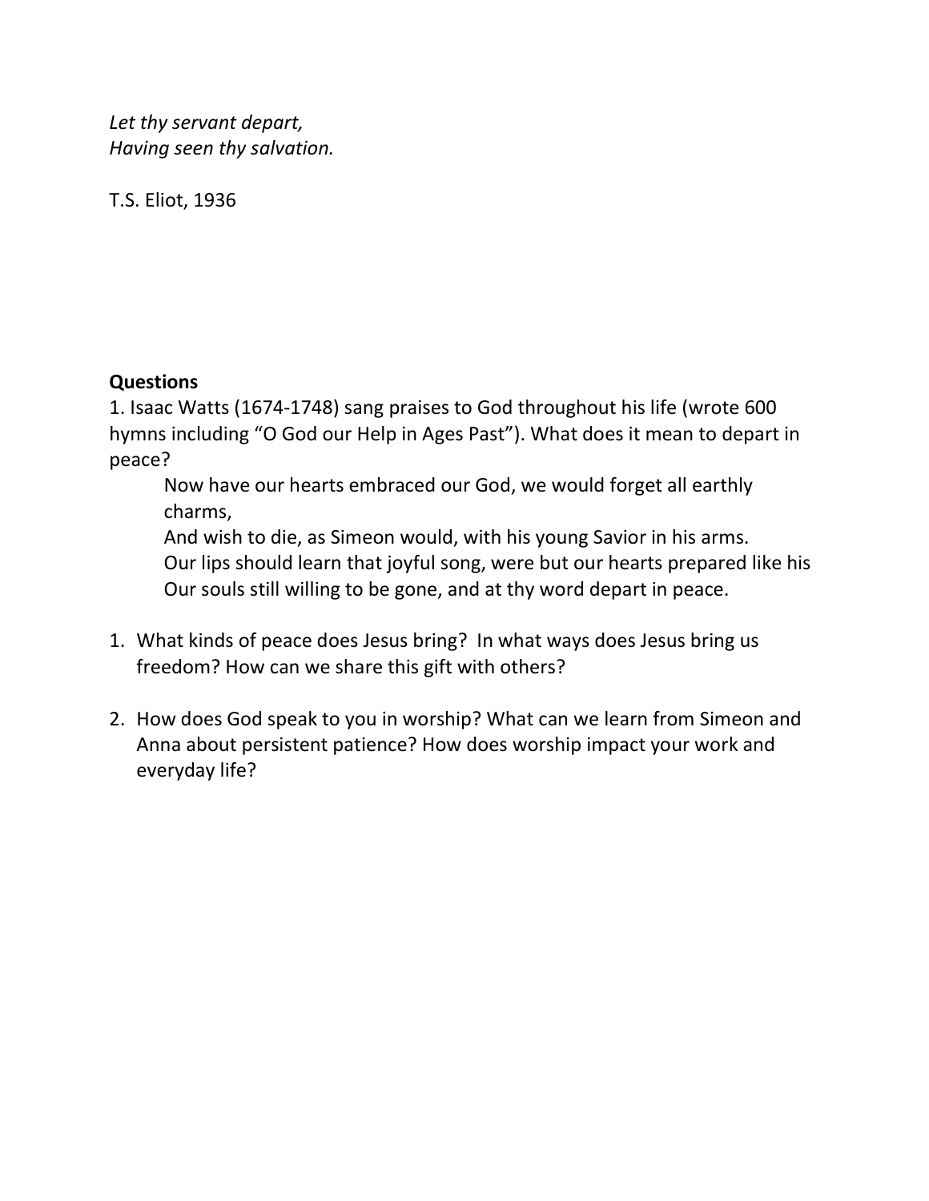*Let thy servant depart,*
*Having seen thy salvation.*

T.S. Eliot, 1936

**Questions**

1. Isaac Watts (1674-1748) sang praises to God throughout his life (wrote 600 hymns including "O God our Help in Ages Past"). What does it mean to depart in peace?

> Now have our hearts embraced our God, we would forget all earthly charms,
> And wish to die, as Simeon would, with his young Savior in his arms.
> Our lips should learn that joyful song, were but our hearts prepared like his
> Our souls still willing to be gone, and at thy word depart in peace.

1. What kinds of peace does Jesus bring? In what ways does Jesus bring us freedom? How can we share this gift with others?

2. How does God speak to you in worship? What can we learn from Simeon and Anna about persistent patience? How does worship impact your work and everyday life?